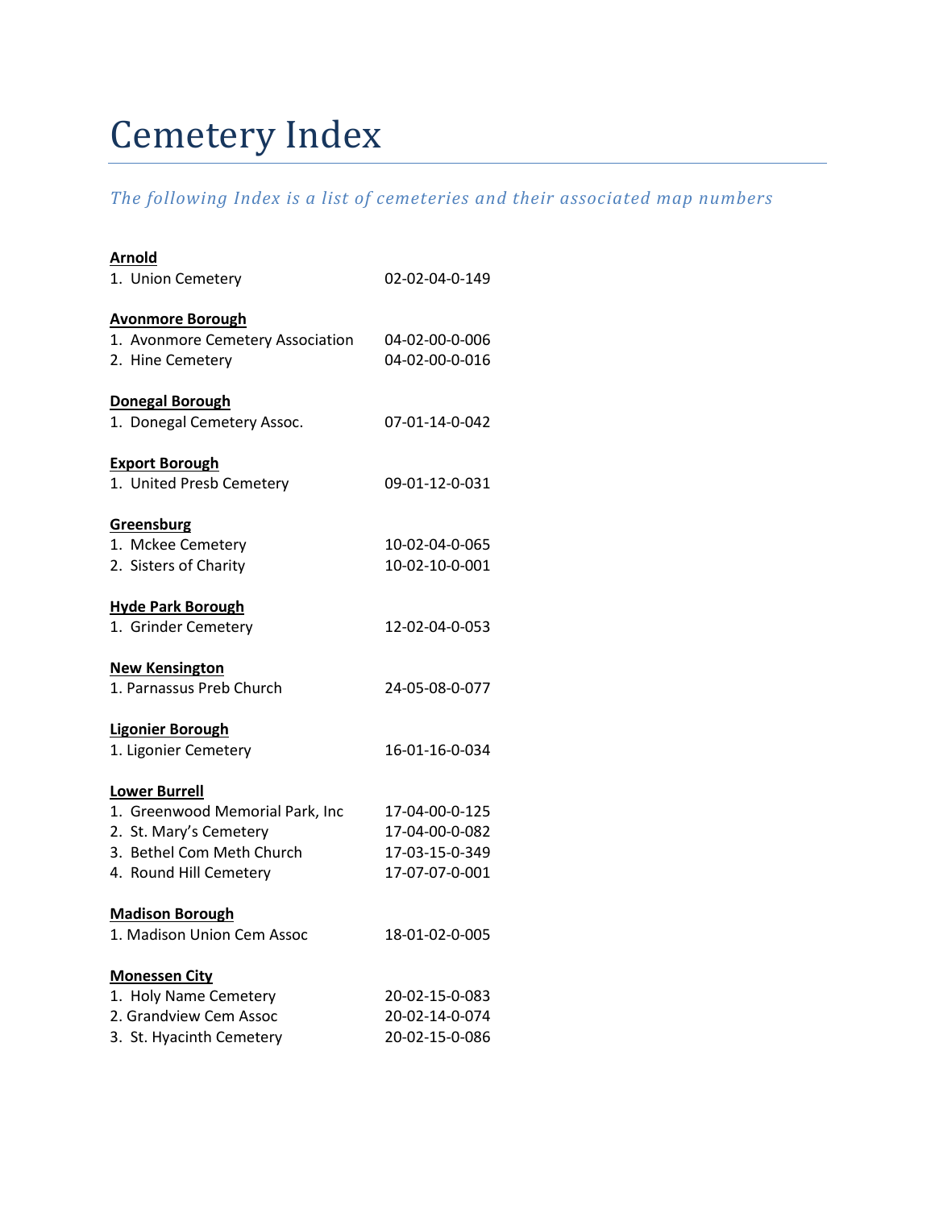# Cemetery Index

*The following Index is a list of cemeteries and their associated map numbers*

**Arnold**

1. Union Cemetery 02-02-04-0-149

**Avonmore Borough**

1. Avonmore Cemetery Association 04-02-00-0-006
2. Hine Cemetery 04-02-00-0-016

**Donegal Borough**

1. Donegal Cemetery Assoc. 07-01-14-0-042

**Export Borough**

1. United Presb Cemetery 09-01-12-0-031

**Greensburg**

1. Mckee Cemetery 10-02-04-0-065
2. Sisters of Charity 10-02-10-0-001

**Hyde Park Borough**

1. Grinder Cemetery 12-02-04-0-053

**New Kensington**

1. Parnassus Preb Church 24-05-08-0-077

**Ligonier Borough**

1. Ligonier Cemetery 16-01-16-0-034

**Lower Burrell**

1. Greenwood Memorial Park, Inc 17-04-00-0-125
2. St. Mary's Cemetery 17-04-00-0-082
3. Bethel Com Meth Church 17-03-15-0-349
4. Round Hill Cemetery 17-07-07-0-001

**Madison Borough**

1. Madison Union Cem Assoc 18-01-02-0-005

**Monessen City**

1. Holy Name Cemetery 20-02-15-0-083
2. Grandview Cem Assoc 20-02-14-0-074
3. St. Hyacinth Cemetery 20-02-15-0-086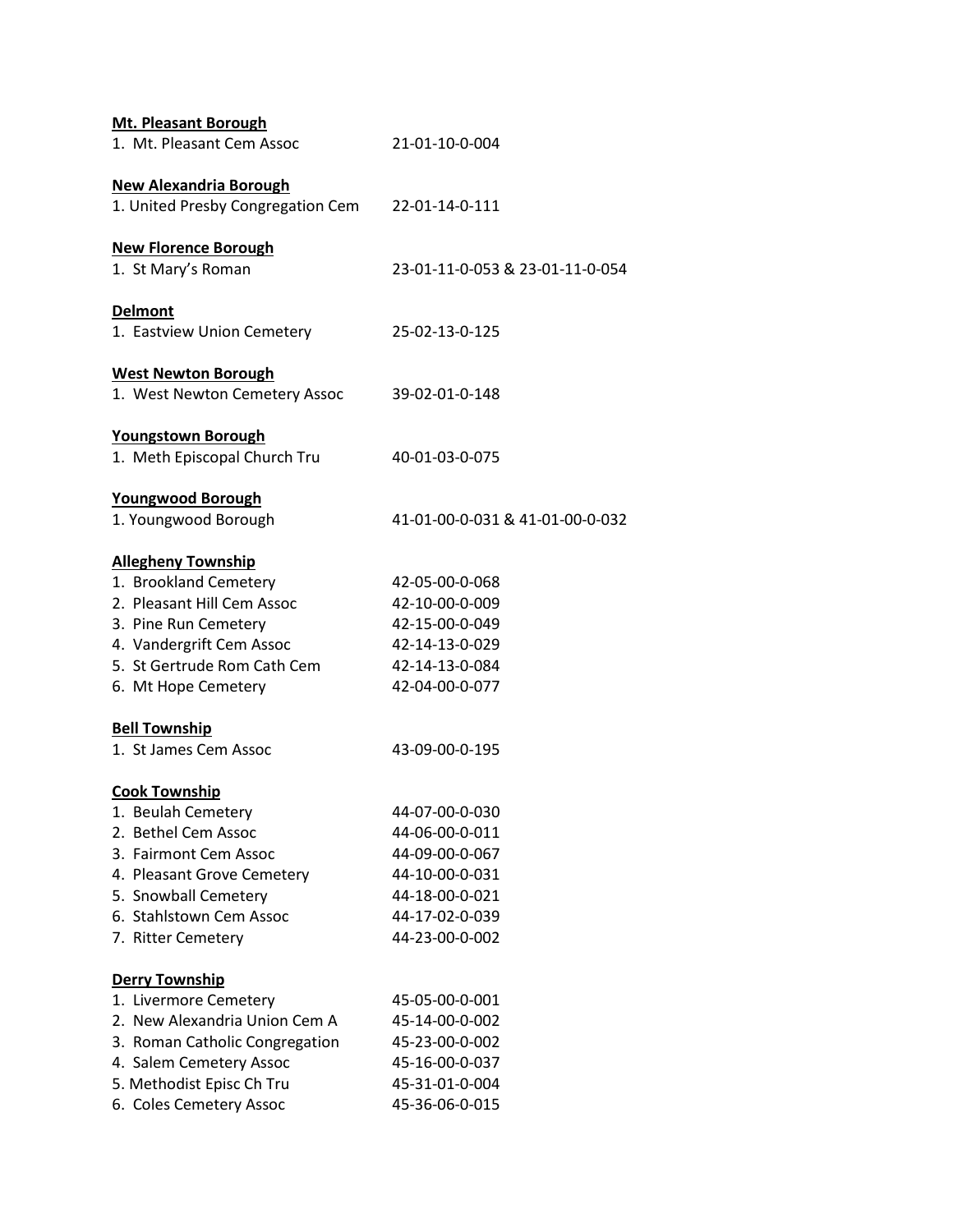**Mt. Pleasant Borough**

1. Mt. Pleasant Cem Assoc 21-01-10-0-004

**New Alexandria Borough**

1. United Presby Congregation Cem 22-01-14-0-111

**New Florence Borough**

1. St Mary's Roman 23-01-11-0-053 & 23-01-11-0-054

**Delmont**

1. Eastview Union Cemetery 25-02-13-0-125

**West Newton Borough**

1. West Newton Cemetery Assoc 39-02-01-0-148

**Youngstown Borough**

1. Meth Episcopal Church Tru 40-01-03-0-075

**Youngwood Borough**

1. Youngwood Borough 41-01-00-0-031 & 41-01-00-0-032

**Allegheny Township**

1. Brookland Cemetery 42-05-00-0-068
2. Pleasant Hill Cem Assoc 42-10-00-0-009
3. Pine Run Cemetery 42-15-00-0-049
4. Vandergrift Cem Assoc 42-14-13-0-029
5. St Gertrude Rom Cath Cem 42-14-13-0-084
6. Mt Hope Cemetery 42-04-00-0-077

**Bell Township**

1. St James Cem Assoc 43-09-00-0-195

**Cook Township**

1. Beulah Cemetery 44-07-00-0-030
2. Bethel Cem Assoc 44-06-00-0-011
3. Fairmont Cem Assoc 44-09-00-0-067
4. Pleasant Grove Cemetery 44-10-00-0-031
5. Snowball Cemetery 44-18-00-0-021
6. Stahlstown Cem Assoc 44-17-02-0-039
7. Ritter Cemetery 44-23-00-0-002

**Derry Township**

1. Livermore Cemetery 45-05-00-0-001
2. New Alexandria Union Cem A 45-14-00-0-002
3. Roman Catholic Congregation 45-23-00-0-002
4. Salem Cemetery Assoc 45-16-00-0-037
5. Methodist Episc Ch Tru 45-31-01-0-004
6. Coles Cemetery Assoc 45-36-06-0-015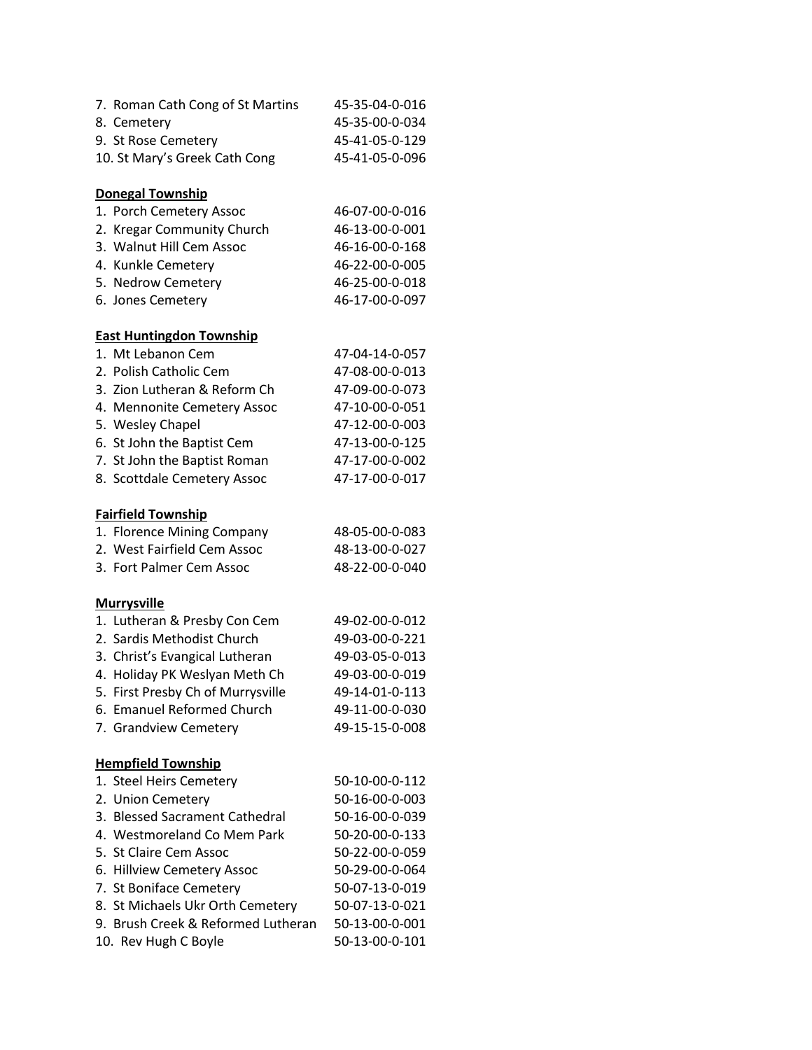7. Roman Cath Cong of St Martins 45-35-04-0-016
8. Cemetery 45-35-00-0-034
9. St Rose Cemetery 45-41-05-0-129
10. St Mary's Greek Cath Cong 45-41-05-0-096

**<u>Donegal Township</u>**

1. Porch Cemetery Assoc 46-07-00-0-016
2. Kregar Community Church 46-13-00-0-001
3. Walnut Hill Cem Assoc 46-16-00-0-168
4. Kunkle Cemetery 46-22-00-0-005
5. Nedrow Cemetery 46-25-00-0-018
6. Jones Cemetery 46-17-00-0-097

**<u>East Huntingdon Township</u>**

1. Mt Lebanon Cem 47-04-14-0-057
2. Polish Catholic Cem 47-08-00-0-013
3. Zion Lutheran & Reform Ch 47-09-00-0-073
4. Mennonite Cemetery Assoc 47-10-00-0-051
5. Wesley Chapel 47-12-00-0-003
6. St John the Baptist Cem 47-13-00-0-125
7. St John the Baptist Roman 47-17-00-0-002
8. Scottdale Cemetery Assoc 47-17-00-0-017

**<u>Fairfield Township</u>**

1. Florence Mining Company 48-05-00-0-083
2. West Fairfield Cem Assoc 48-13-00-0-027
3. Fort Palmer Cem Assoc 48-22-00-0-040

**<u>Murrysville</u>**

1. Lutheran & Presby Con Cem 49-02-00-0-012
2. Sardis Methodist Church 49-03-00-0-221
3. Christ's Evangical Lutheran 49-03-05-0-013
4. Holiday PK Weslyan Meth Ch 49-03-00-0-019
5. First Presby Ch of Murrysville 49-14-01-0-113
6. Emanuel Reformed Church 49-11-00-0-030
7. Grandview Cemetery 49-15-15-0-008

**<u>Hempfield Township</u>**

1. Steel Heirs Cemetery 50-10-00-0-112
2. Union Cemetery 50-16-00-0-003
3. Blessed Sacrament Cathedral 50-16-00-0-039
4. Westmoreland Co Mem Park 50-20-00-0-133
5. St Claire Cem Assoc 50-22-00-0-059
6. Hillview Cemetery Assoc 50-29-00-0-064
7. St Boniface Cemetery 50-07-13-0-019
8. St Michaels Ukr Orth Cemetery 50-07-13-0-021
9. Brush Creek & Reformed Lutheran 50-13-00-0-001
10. Rev Hugh C Boyle 50-13-00-0-101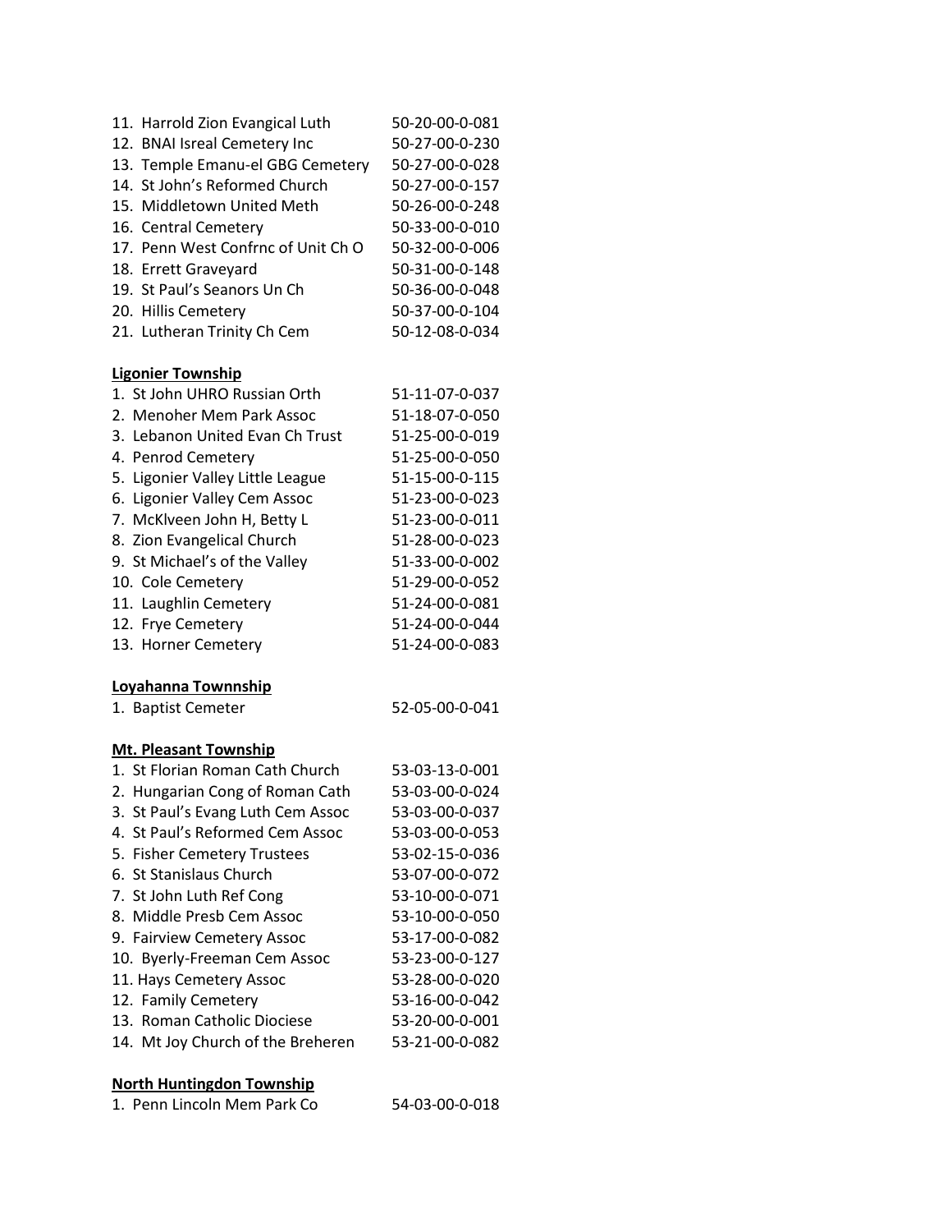11. Harrold Zion Evangical Luth 50-20-00-0-081
12. BNAI Isreal Cemetery Inc 50-27-00-0-230
13. Temple Emanu-el GBG Cemetery 50-27-00-0-028
14. St John's Reformed Church 50-27-00-0-157
15. Middletown United Meth 50-26-00-0-248
16. Central Cemetery 50-33-00-0-010
17. Penn West Confrnc of Unit Ch O 50-32-00-0-006
18. Errett Graveyard 50-31-00-0-148
19. St Paul's Seanors Un Ch 50-36-00-0-048
20. Hillis Cemetery 50-37-00-0-104
21. Lutheran Trinity Ch Cem 50-12-08-0-034

**Ligonier Township**

1. St John UHRO Russian Orth 51-11-07-0-037
2. Menoher Mem Park Assoc 51-18-07-0-050
3. Lebanon United Evan Ch Trust 51-25-00-0-019
4. Penrod Cemetery 51-25-00-0-050
5. Ligonier Valley Little League 51-15-00-0-115
6. Ligonier Valley Cem Assoc 51-23-00-0-023
7. McKlveen John H, Betty L 51-23-00-0-011
8. Zion Evangelical Church 51-28-00-0-023
9. St Michael's of the Valley 51-33-00-0-002
10. Cole Cemetery 51-29-00-0-052
11. Laughlin Cemetery 51-24-00-0-081
12. Frye Cemetery 51-24-00-0-044
13. Horner Cemetery 51-24-00-0-083

**Loyahanna Townnship**

1. Baptist Cemeter 52-05-00-0-041

**Mt. Pleasant Township**

1. St Florian Roman Cath Church 53-03-13-0-001
2. Hungarian Cong of Roman Cath 53-03-00-0-024
3. St Paul's Evang Luth Cem Assoc 53-03-00-0-037
4. St Paul's Reformed Cem Assoc 53-03-00-0-053
5. Fisher Cemetery Trustees 53-02-15-0-036
6. St Stanislaus Church 53-07-00-0-072
7. St John Luth Ref Cong 53-10-00-0-071
8. Middle Presb Cem Assoc 53-10-00-0-050
9. Fairview Cemetery Assoc 53-17-00-0-082
10. Byerly-Freeman Cem Assoc 53-23-00-0-127
11. Hays Cemetery Assoc 53-28-00-0-020
12. Family Cemetery 53-16-00-0-042
13. Roman Catholic Diociese 53-20-00-0-001
14. Mt Joy Church of the Breheren 53-21-00-0-082

**North Huntingdon Township**

1. Penn Lincoln Mem Park Co 54-03-00-0-018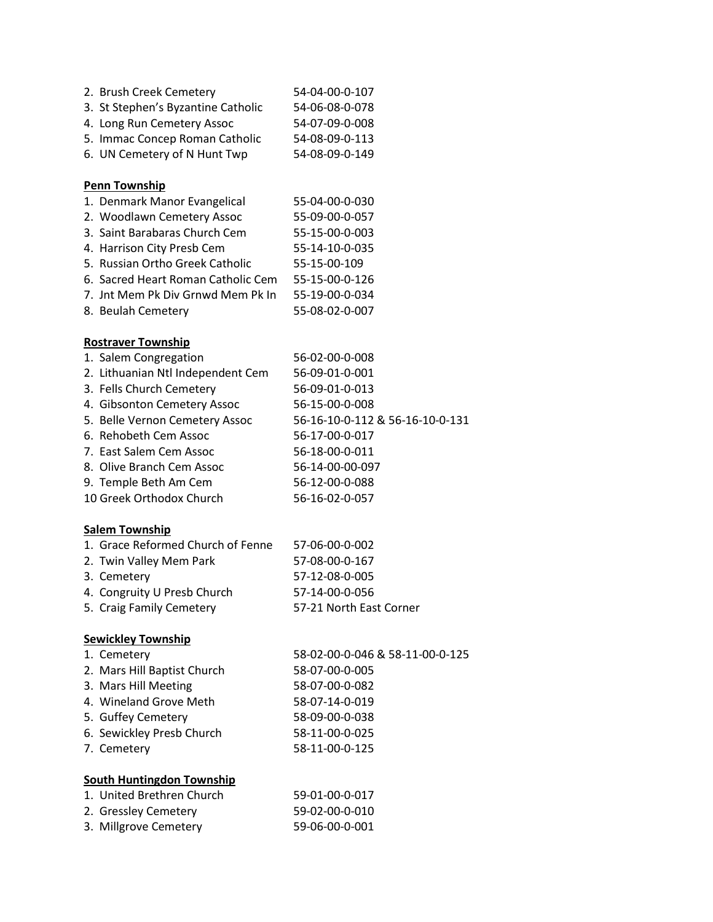2. Brush Creek Cemetery 54-04-00-0-107
3. St Stephen's Byzantine Catholic 54-06-08-0-078
4. Long Run Cemetery Assoc 54-07-09-0-008
5. Immac Concep Roman Catholic 54-08-09-0-113
6. UN Cemetery of N Hunt Twp 54-08-09-0-149

**Penn Township**

1. Denmark Manor Evangelical 55-04-00-0-030
2. Woodlawn Cemetery Assoc 55-09-00-0-057
3. Saint Barabaras Church Cem 55-15-00-0-003
4. Harrison City Presb Cem 55-14-10-0-035
5. Russian Ortho Greek Catholic 55-15-00-109
6. Sacred Heart Roman Catholic Cem 55-15-00-0-126
7. Jnt Mem Pk Div Grnwd Mem Pk In 55-19-00-0-034
8. Beulah Cemetery 55-08-02-0-007

**Rostraver Township**

1. Salem Congregation 56-02-00-0-008
2. Lithuanian Ntl Independent Cem 56-09-01-0-001
3. Fells Church Cemetery 56-09-01-0-013
4. Gibsonton Cemetery Assoc 56-15-00-0-008
5. Belle Vernon Cemetery Assoc 56-16-10-0-112 & 56-16-10-0-131
6. Rehobeth Cem Assoc 56-17-00-0-017
7. East Salem Cem Assoc 56-18-00-0-011
8. Olive Branch Cem Assoc 56-14-00-00-097
9. Temple Beth Am Cem 56-12-00-0-088
10 Greek Orthodox Church 56-16-02-0-057

**Salem Township**

1. Grace Reformed Church of Fenne 57-06-00-0-002
2. Twin Valley Mem Park 57-08-00-0-167
3. Cemetery 57-12-08-0-005
4. Congruity U Presb Church 57-14-00-0-056
5. Craig Family Cemetery 57-21 North East Corner

**Sewickley Township**

1. Cemetery 58-02-00-0-046 & 58-11-00-0-125
2. Mars Hill Baptist Church 58-07-00-0-005
3. Mars Hill Meeting 58-07-00-0-082
4. Wineland Grove Meth 58-07-14-0-019
5. Guffey Cemetery 58-09-00-0-038
6. Sewickley Presb Church 58-11-00-0-025
7. Cemetery 58-11-00-0-125

**South Huntingdon Township**

1. United Brethren Church 59-01-00-0-017
2. Gressley Cemetery 59-02-00-0-010
3. Millgrove Cemetery 59-06-00-0-001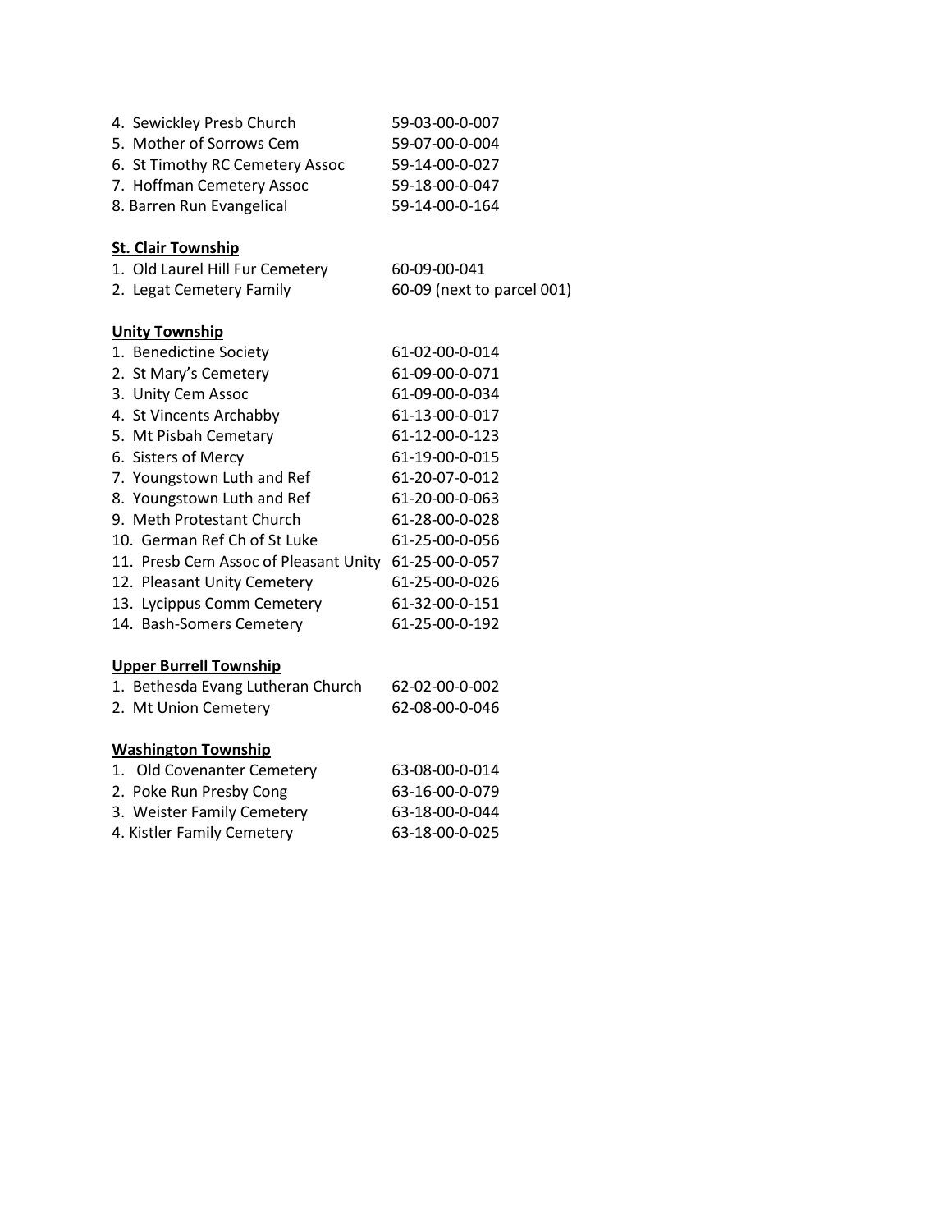| | |
|---|---|
| 4. Sewickley Presb Church | 59-03-00-0-007 |
| 5. Mother of Sorrows Cem | 59-07-00-0-004 |
| 6. St Timothy RC Cemetery Assoc | 59-14-00-0-027 |
| 7. Hoffman Cemetery Assoc | 59-18-00-0-047 |
| 8. Barren Run Evangelical | 59-14-00-0-164 |

**St. Clair Township**

| | |
|---|---|
| 1. Old Laurel Hill Fur Cemetery | 60-09-00-041 |
| 2. Legat Cemetery Family | 60-09 (next to parcel 001) |

**Unity Township**

| | |
|---|---|
| 1. Benedictine Society | 61-02-00-0-014 |
| 2. St Mary's Cemetery | 61-09-00-0-071 |
| 3. Unity Cem Assoc | 61-09-00-0-034 |
| 4. St Vincents Archabby | 61-13-00-0-017 |
| 5. Mt Pisbah Cemetary | 61-12-00-0-123 |
| 6. Sisters of Mercy | 61-19-00-0-015 |
| 7. Youngstown Luth and Ref | 61-20-07-0-012 |
| 8. Youngstown Luth and Ref | 61-20-00-0-063 |
| 9. Meth Protestant Church | 61-28-00-0-028 |
| 10. German Ref Ch of St Luke | 61-25-00-0-056 |
| 11. Presb Cem Assoc of Pleasant Unity | 61-25-00-0-057 |
| 12. Pleasant Unity Cemetery | 61-25-00-0-026 |
| 13. Lycippus Comm Cemetery | 61-32-00-0-151 |
| 14. Bash-Somers Cemetery | 61-25-00-0-192 |

**Upper Burrell Township**

| | |
|---|---|
| 1. Bethesda Evang Lutheran Church | 62-02-00-0-002 |
| 2. Mt Union Cemetery | 62-08-00-0-046 |

**Washington Township**

| | |
|---|---|
| 1. Old Covenanter Cemetery | 63-08-00-0-014 |
| 2. Poke Run Presby Cong | 63-16-00-0-079 |
| 3. Weister Family Cemetery | 63-18-00-0-044 |
| 4. Kistler Family Cemetery | 63-18-00-0-025 |